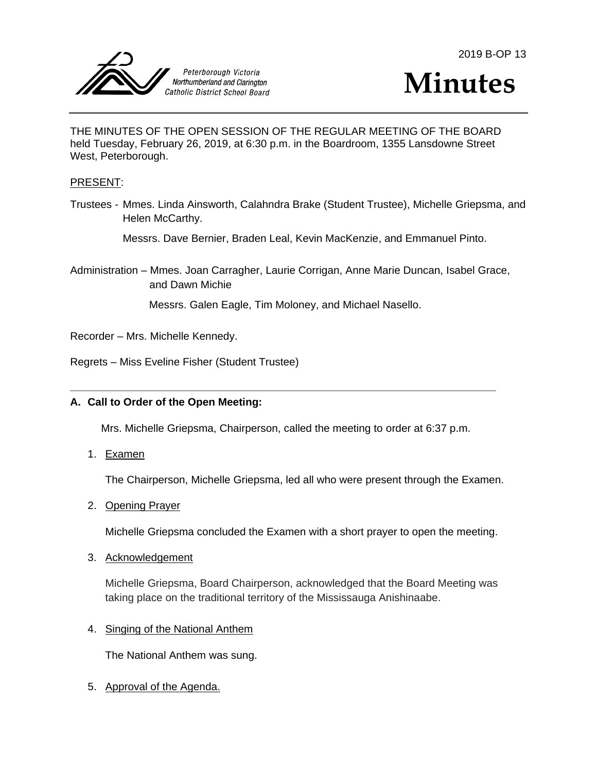2019 B-OP 13

Peterborough Victoria Northumberland and Clarington Catholic District School Board

# Minutes

THE MINUTES OF THE OPEN SESSION OF THE REGULAR MEETING OF THE BOARD held Tuesday, February 26, 2019, at 6:30 p.m. in the Boardroom, 1355 Lansdowne Street West, Peterborough.

PRESENT:

Trustees - Mmes. Linda Ainsworth, Calahndra Brake (Student Trustee), Michelle Griepsma, and Helen McCarthy.

Messrs. Dave Bernier, Braden Leal, Kevin MacKenzie, and Emmanuel Pinto.

Administration – Mmes. Joan Carragher, Laurie Corrigan, Anne Marie Duncan, Isabel Grace, and Dawn Michie

Messrs. Galen Eagle, Tim Moloney, and Michael Nasello.

Recorder – Mrs. Michelle Kennedy.

Regrets – Miss Eveline Fisher (Student Trustee)

---

**A. Call to Order of the Open Meeting:**

Mrs. Michelle Griepsma, Chairperson, called the meeting to order at 6:37 p.m.

1. Examen

   The Chairperson, Michelle Griepsma, led all who were present through the Examen.

2. Opening Prayer

   Michelle Griepsma concluded the Examen with a short prayer to open the meeting.

3. Acknowledgement

   Michelle Griepsma, Board Chairperson, acknowledged that the Board Meeting was taking place on the traditional territory of the Mississauga Anishinaabe.

4. Singing of the National Anthem

   The National Anthem was sung.

5. Approval of the Agenda.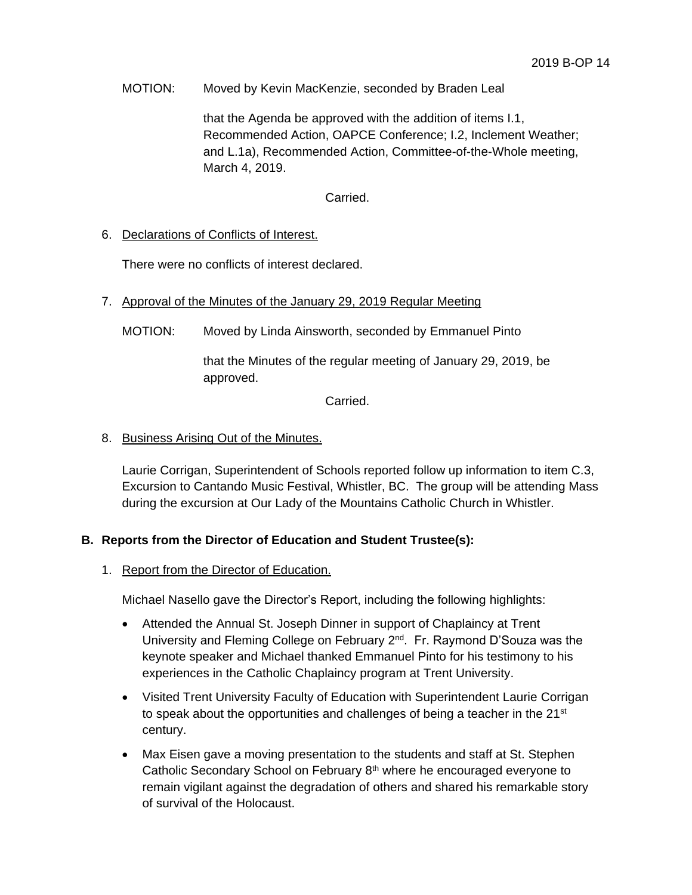MOTION: Moved by Kevin MacKenzie, seconded by Braden Leal

that the Agenda be approved with the addition of items I.1, Recommended Action, OAPCE Conference; I.2, Inclement Weather; and L.1a), Recommended Action, Committee-of-the-Whole meeting, March 4, 2019.

Carried.

6. Declarations of Conflicts of Interest.

There were no conflicts of interest declared.

7. Approval of the Minutes of the January 29, 2019 Regular Meeting

MOTION: Moved by Linda Ainsworth, seconded by Emmanuel Pinto

that the Minutes of the regular meeting of January 29, 2019, be approved.

Carried.

8. Business Arising Out of the Minutes.

Laurie Corrigan, Superintendent of Schools reported follow up information to item C.3, Excursion to Cantando Music Festival, Whistler, BC. The group will be attending Mass during the excursion at Our Lady of the Mountains Catholic Church in Whistler.

## B. Reports from the Director of Education and Student Trustee(s):

1. Report from the Director of Education.

Michael Nasello gave the Director's Report, including the following highlights:

- Attended the Annual St. Joseph Dinner in support of Chaplaincy at Trent University and Fleming College on February 2nd. Fr. Raymond D'Souza was the keynote speaker and Michael thanked Emmanuel Pinto for his testimony to his experiences in the Catholic Chaplaincy program at Trent University.
- Visited Trent University Faculty of Education with Superintendent Laurie Corrigan to speak about the opportunities and challenges of being a teacher in the 21st century.
- Max Eisen gave a moving presentation to the students and staff at St. Stephen Catholic Secondary School on February 8th where he encouraged everyone to remain vigilant against the degradation of others and shared his remarkable story of survival of the Holocaust.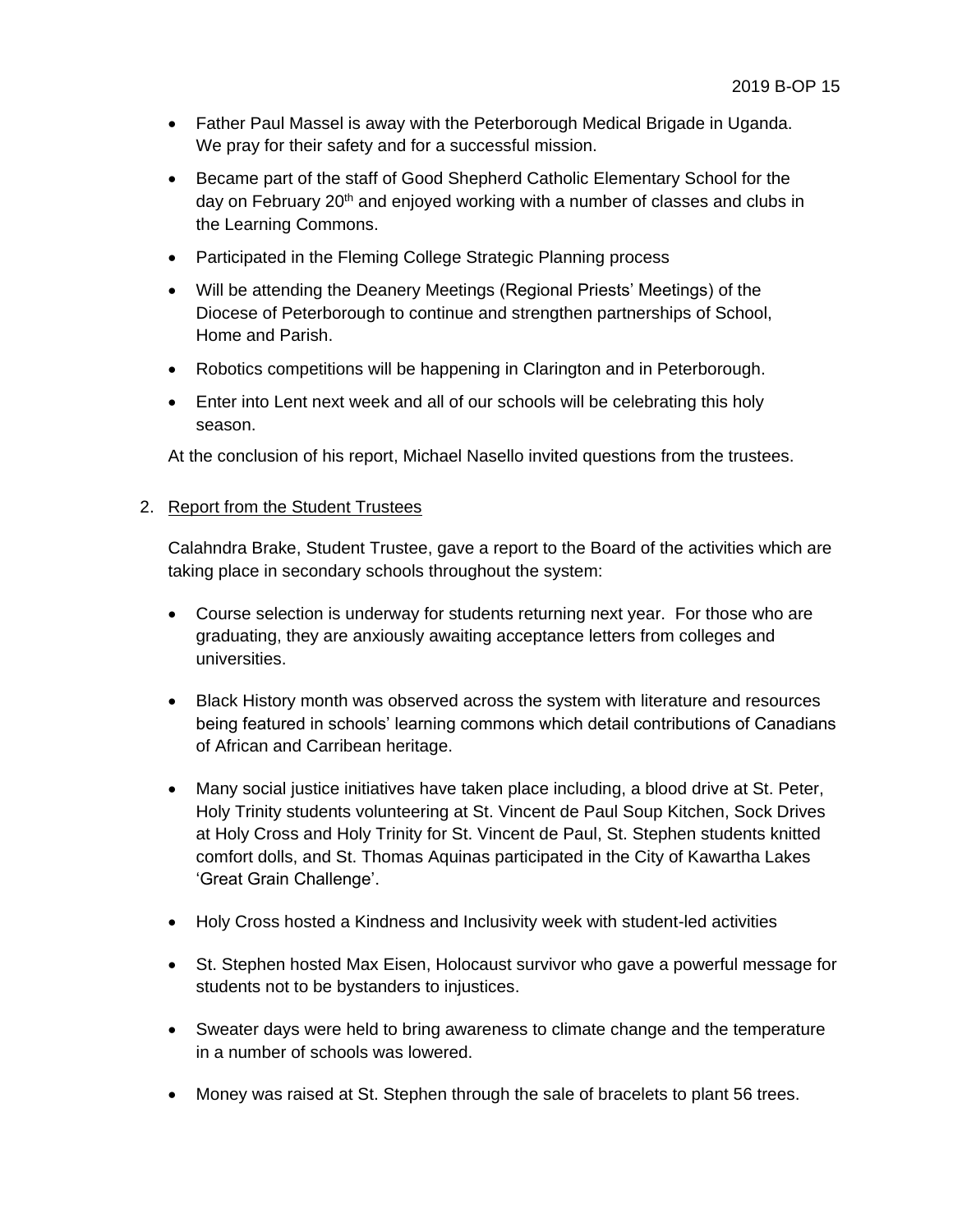- Father Paul Massel is away with the Peterborough Medical Brigade in Uganda. We pray for their safety and for a successful mission.
- Became part of the staff of Good Shepherd Catholic Elementary School for the day on February 20th and enjoyed working with a number of classes and clubs in the Learning Commons.
- Participated in the Fleming College Strategic Planning process
- Will be attending the Deanery Meetings (Regional Priests' Meetings) of the Diocese of Peterborough to continue and strengthen partnerships of School, Home and Parish.
- Robotics competitions will be happening in Clarington and in Peterborough.
- Enter into Lent next week and all of our schools will be celebrating this holy season.

At the conclusion of his report, Michael Nasello invited questions from the trustees.

2. Report from the Student Trustees

Calahndra Brake, Student Trustee, gave a report to the Board of the activities which are taking place in secondary schools throughout the system:

- Course selection is underway for students returning next year. For those who are graduating, they are anxiously awaiting acceptance letters from colleges and universities.
- Black History month was observed across the system with literature and resources being featured in schools' learning commons which detail contributions of Canadians of African and Carribean heritage.
- Many social justice initiatives have taken place including, a blood drive at St. Peter, Holy Trinity students volunteering at St. Vincent de Paul Soup Kitchen, Sock Drives at Holy Cross and Holy Trinity for St. Vincent de Paul, St. Stephen students knitted comfort dolls, and St. Thomas Aquinas participated in the City of Kawartha Lakes 'Great Grain Challenge'.
- Holy Cross hosted a Kindness and Inclusivity week with student-led activities
- St. Stephen hosted Max Eisen, Holocaust survivor who gave a powerful message for students not to be bystanders to injustices.
- Sweater days were held to bring awareness to climate change and the temperature in a number of schools was lowered.
- Money was raised at St. Stephen through the sale of bracelets to plant 56 trees.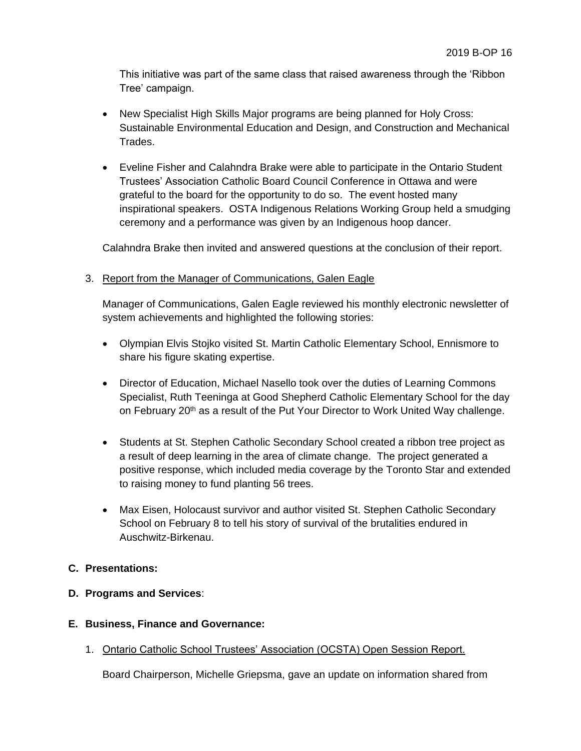This initiative was part of the same class that raised awareness through the 'Ribbon Tree' campaign.

- New Specialist High Skills Major programs are being planned for Holy Cross: Sustainable Environmental Education and Design, and Construction and Mechanical Trades.

- Eveline Fisher and Calahndra Brake were able to participate in the Ontario Student Trustees' Association Catholic Board Council Conference in Ottawa and were grateful to the board for the opportunity to do so. The event hosted many inspirational speakers. OSTA Indigenous Relations Working Group held a smudging ceremony and a performance was given by an Indigenous hoop dancer.

Calahndra Brake then invited and answered questions at the conclusion of their report.

3. Report from the Manager of Communications, Galen Eagle

Manager of Communications, Galen Eagle reviewed his monthly electronic newsletter of system achievements and highlighted the following stories:

- Olympian Elvis Stojko visited St. Martin Catholic Elementary School, Ennismore to share his figure skating expertise.

- Director of Education, Michael Nasello took over the duties of Learning Commons Specialist, Ruth Teeninga at Good Shepherd Catholic Elementary School for the day on February 20th as a result of the Put Your Director to Work United Way challenge.

- Students at St. Stephen Catholic Secondary School created a ribbon tree project as a result of deep learning in the area of climate change. The project generated a positive response, which included media coverage by the Toronto Star and extended to raising money to fund planting 56 trees.

- Max Eisen, Holocaust survivor and author visited St. Stephen Catholic Secondary School on February 8 to tell his story of survival of the brutalities endured in Auschwitz-Birkenau.

**C. Presentations:**

**D. Programs and Services**:

**E. Business, Finance and Governance:**

1. Ontario Catholic School Trustees' Association (OCSTA) Open Session Report.

Board Chairperson, Michelle Griepsma, gave an update on information shared from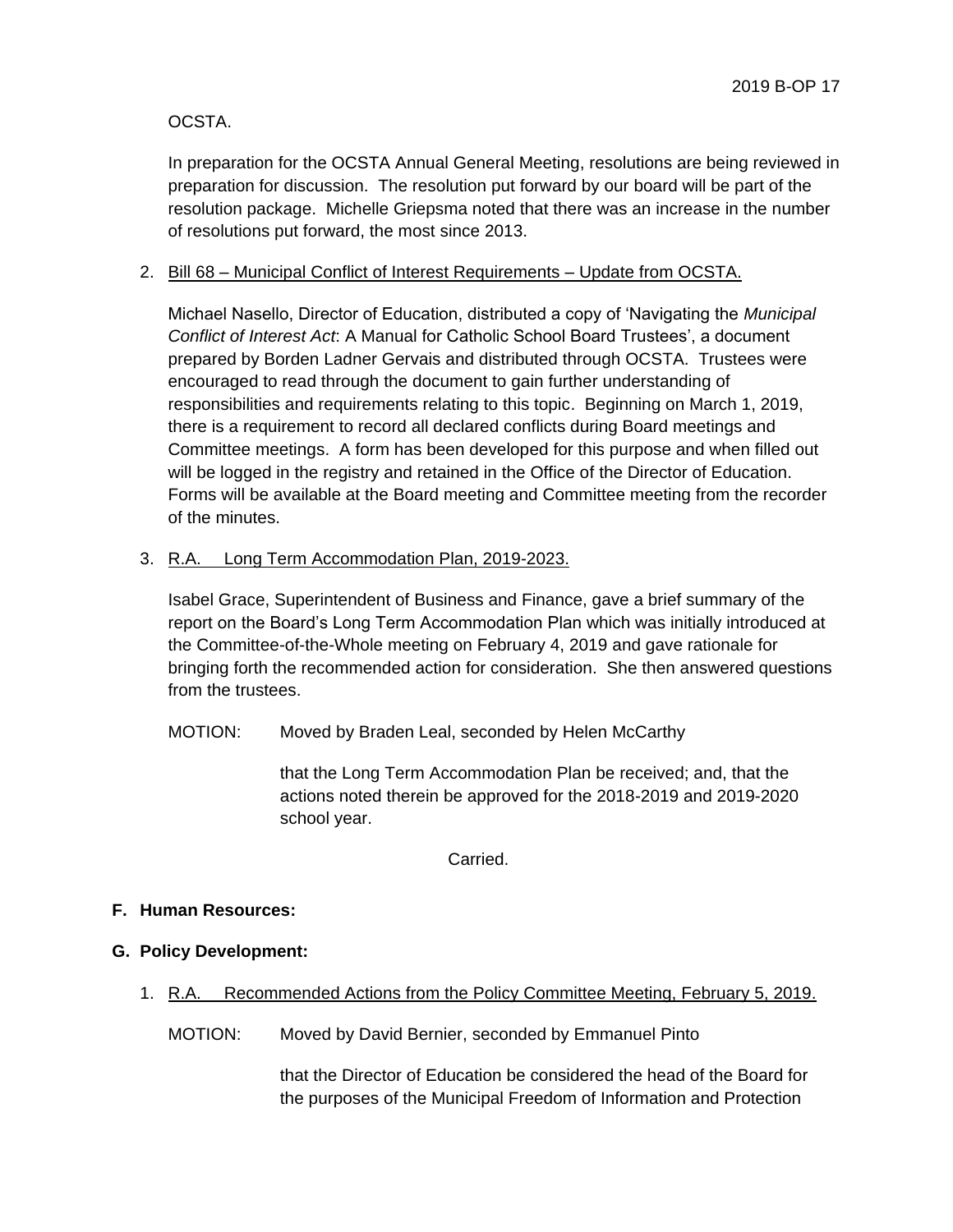OCSTA.

In preparation for the OCSTA Annual General Meeting, resolutions are being reviewed in preparation for discussion. The resolution put forward by our board will be part of the resolution package. Michelle Griepsma noted that there was an increase in the number of resolutions put forward, the most since 2013.

2. Bill 68 – Municipal Conflict of Interest Requirements – Update from OCSTA.

   Michael Nasello, Director of Education, distributed a copy of 'Navigating the *Municipal Conflict of Interest Act*: A Manual for Catholic School Board Trustees', a document prepared by Borden Ladner Gervais and distributed through OCSTA. Trustees were encouraged to read through the document to gain further understanding of responsibilities and requirements relating to this topic. Beginning on March 1, 2019, there is a requirement to record all declared conflicts during Board meetings and Committee meetings. A form has been developed for this purpose and when filled out will be logged in the registry and retained in the Office of the Director of Education. Forms will be available at the Board meeting and Committee meeting from the recorder of the minutes.

3. R.A. Long Term Accommodation Plan, 2019-2023.

   Isabel Grace, Superintendent of Business and Finance, gave a brief summary of the report on the Board's Long Term Accommodation Plan which was initially introduced at the Committee-of-the-Whole meeting on February 4, 2019 and gave rationale for bringing forth the recommended action for consideration. She then answered questions from the trustees.

   MOTION: Moved by Braden Leal, seconded by Helen McCarthy

   that the Long Term Accommodation Plan be received; and, that the actions noted therein be approved for the 2018-2019 and 2019-2020 school year.

   Carried.

**F. Human Resources:**

**G. Policy Development:**

1. R.A. Recommended Actions from the Policy Committee Meeting, February 5, 2019.

   MOTION: Moved by David Bernier, seconded by Emmanuel Pinto

   that the Director of Education be considered the head of the Board for the purposes of the Municipal Freedom of Information and Protection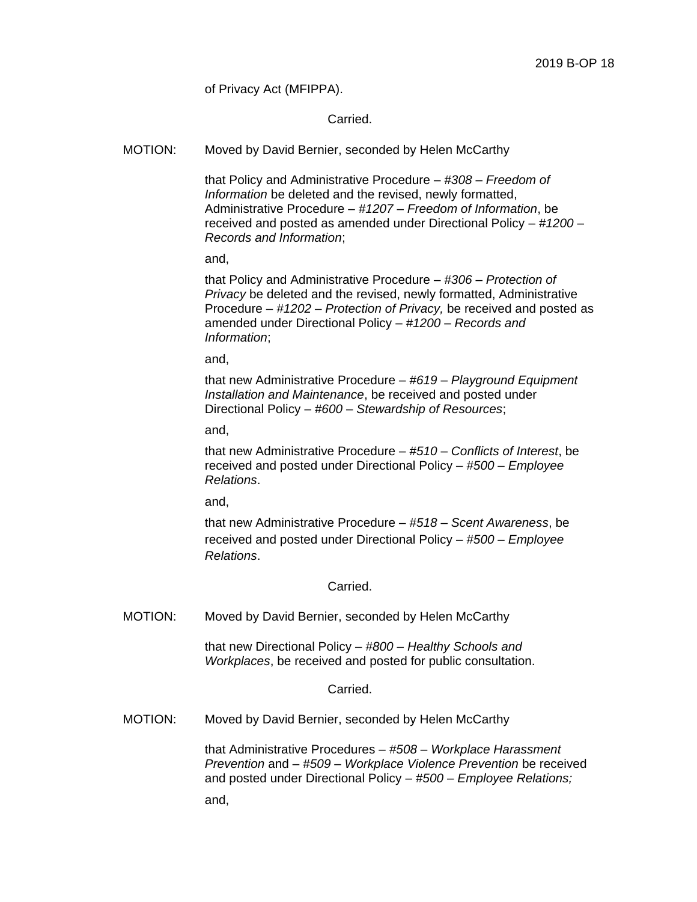of Privacy Act (MFIPPA).

Carried.

MOTION: Moved by David Bernier, seconded by Helen McCarthy

that Policy and Administrative Procedure – *#308 – Freedom of Information* be deleted and the revised, newly formatted, Administrative Procedure – *#1207 – Freedom of Information*, be received and posted as amended under Directional Policy – *#1200 – Records and Information*;

and,

that Policy and Administrative Procedure – *#306 – Protection of Privacy* be deleted and the revised, newly formatted, Administrative Procedure – *#1202 – Protection of Privacy,* be received and posted as amended under Directional Policy – *#1200 – Records and Information*;

and,

that new Administrative Procedure – *#619 – Playground Equipment Installation and Maintenance*, be received and posted under Directional Policy – *#600 – Stewardship of Resources*;

and,

that new Administrative Procedure – *#510 – Conflicts of Interest*, be received and posted under Directional Policy – *#500 – Employee Relations*.

and,

that new Administrative Procedure – *#518 – Scent Awareness*, be received and posted under Directional Policy – *#500 – Employee Relations*.

Carried.

MOTION: Moved by David Bernier, seconded by Helen McCarthy

that new Directional Policy – *#800 – Healthy Schools and Workplaces*, be received and posted for public consultation.

Carried.

MOTION: Moved by David Bernier, seconded by Helen McCarthy

that Administrative Procedures – *#508 – Workplace Harassment Prevention* and – *#509 – Workplace Violence Prevention* be received and posted under Directional Policy – *#500 – Employee Relations;*

and,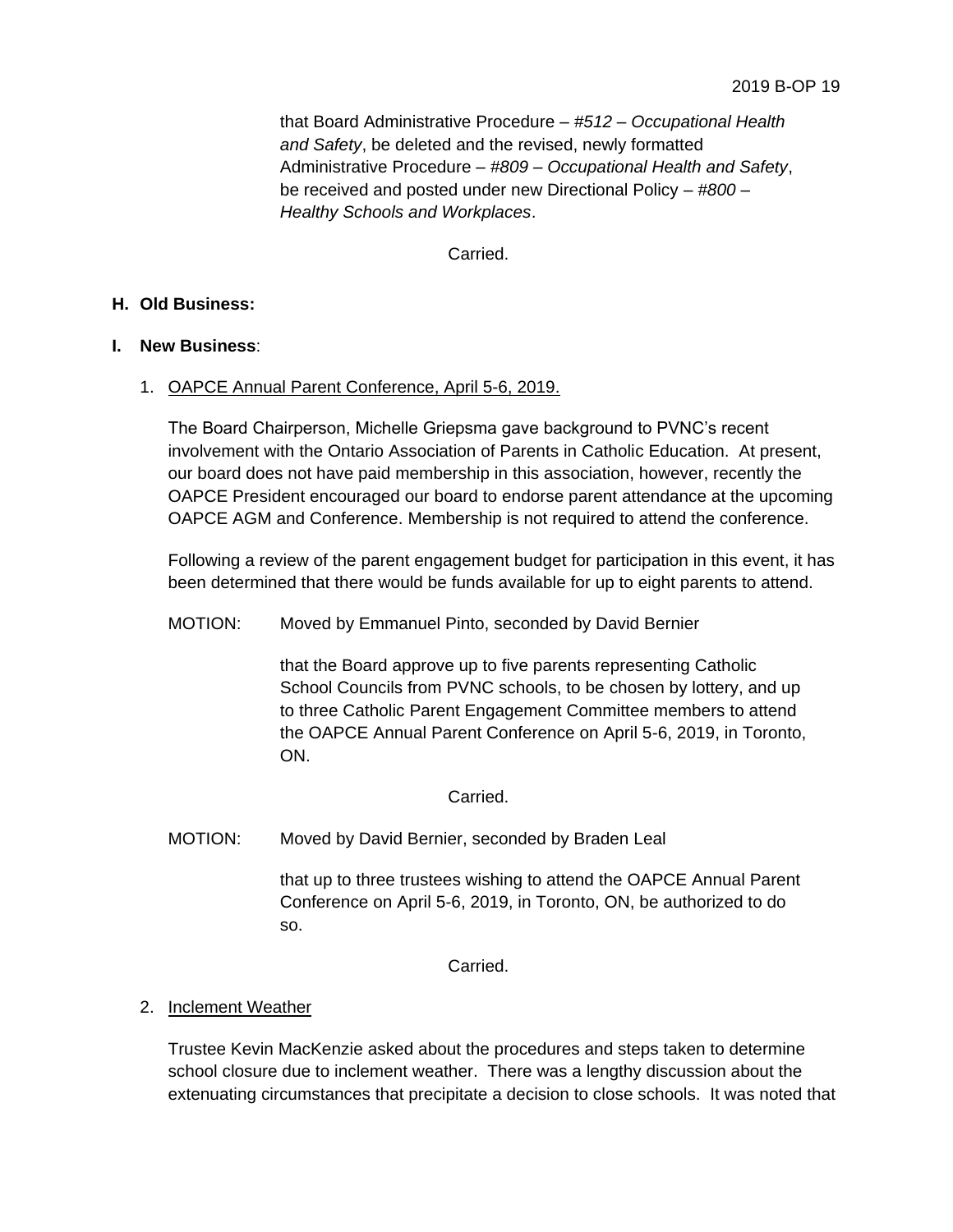that Board Administrative Procedure – *#512 – Occupational Health and Safety*, be deleted and the revised, newly formatted Administrative Procedure – *#809 – Occupational Health and Safety*, be received and posted under new Directional Policy – *#800 – Healthy Schools and Workplaces*.

Carried.

**H. Old Business:**

**I. New Business**:

1. OAPCE Annual Parent Conference, April 5-6, 2019.

   The Board Chairperson, Michelle Griepsma gave background to PVNC's recent involvement with the Ontario Association of Parents in Catholic Education. At present, our board does not have paid membership in this association, however, recently the OAPCE President encouraged our board to endorse parent attendance at the upcoming OAPCE AGM and Conference. Membership is not required to attend the conference.

   Following a review of the parent engagement budget for participation in this event, it has been determined that there would be funds available for up to eight parents to attend.

   MOTION: Moved by Emmanuel Pinto, seconded by David Bernier

   that the Board approve up to five parents representing Catholic School Councils from PVNC schools, to be chosen by lottery, and up to three Catholic Parent Engagement Committee members to attend the OAPCE Annual Parent Conference on April 5-6, 2019, in Toronto, ON.

   Carried.

   MOTION: Moved by David Bernier, seconded by Braden Leal

   that up to three trustees wishing to attend the OAPCE Annual Parent Conference on April 5-6, 2019, in Toronto, ON, be authorized to do so.

   Carried.

2. Inclement Weather

   Trustee Kevin MacKenzie asked about the procedures and steps taken to determine school closure due to inclement weather. There was a lengthy discussion about the extenuating circumstances that precipitate a decision to close schools. It was noted that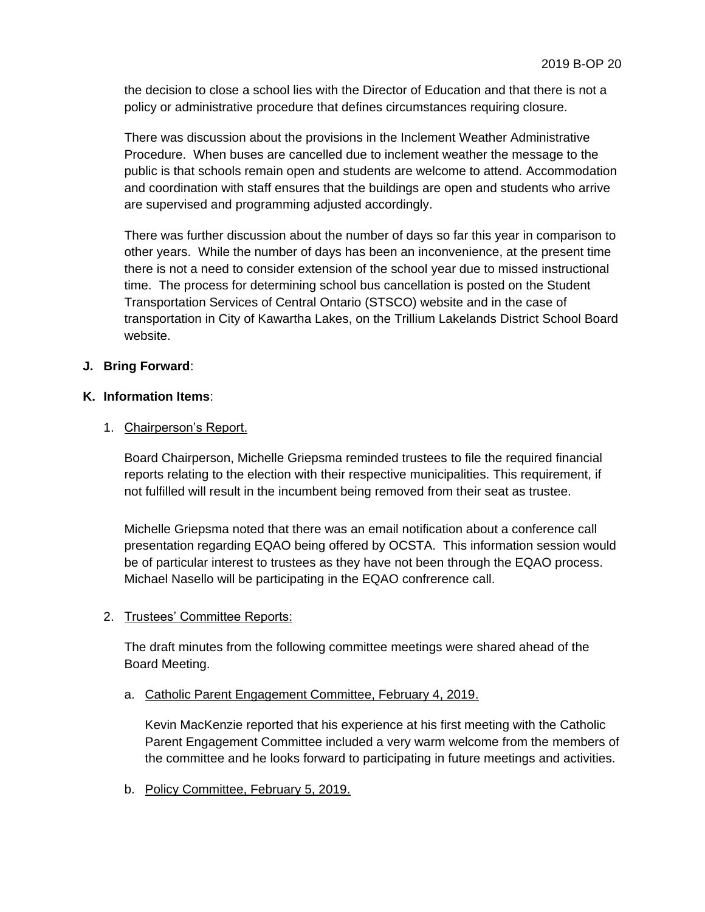the decision to close a school lies with the Director of Education and that there is not a policy or administrative procedure that defines circumstances requiring closure.

There was discussion about the provisions in the Inclement Weather Administrative Procedure. When buses are cancelled due to inclement weather the message to the public is that schools remain open and students are welcome to attend. Accommodation and coordination with staff ensures that the buildings are open and students who arrive are supervised and programming adjusted accordingly.

There was further discussion about the number of days so far this year in comparison to other years. While the number of days has been an inconvenience, at the present time there is not a need to consider extension of the school year due to missed instructional time. The process for determining school bus cancellation is posted on the Student Transportation Services of Central Ontario (STSCO) website and in the case of transportation in City of Kawartha Lakes, on the Trillium Lakelands District School Board website.

**J. Bring Forward**:

**K. Information Items**:

1. Chairperson's Report.

   Board Chairperson, Michelle Griepsma reminded trustees to file the required financial reports relating to the election with their respective municipalities. This requirement, if not fulfilled will result in the incumbent being removed from their seat as trustee.

   Michelle Griepsma noted that there was an email notification about a conference call presentation regarding EQAO being offered by OCSTA. This information session would be of particular interest to trustees as they have not been through the EQAO process. Michael Nasello will be participating in the EQAO confrerence call.

2. Trustees' Committee Reports:

   The draft minutes from the following committee meetings were shared ahead of the Board Meeting.

   a. Catholic Parent Engagement Committee, February 4, 2019.

      Kevin MacKenzie reported that his experience at his first meeting with the Catholic Parent Engagement Committee included a very warm welcome from the members of the committee and he looks forward to participating in future meetings and activities.

   b. Policy Committee, February 5, 2019.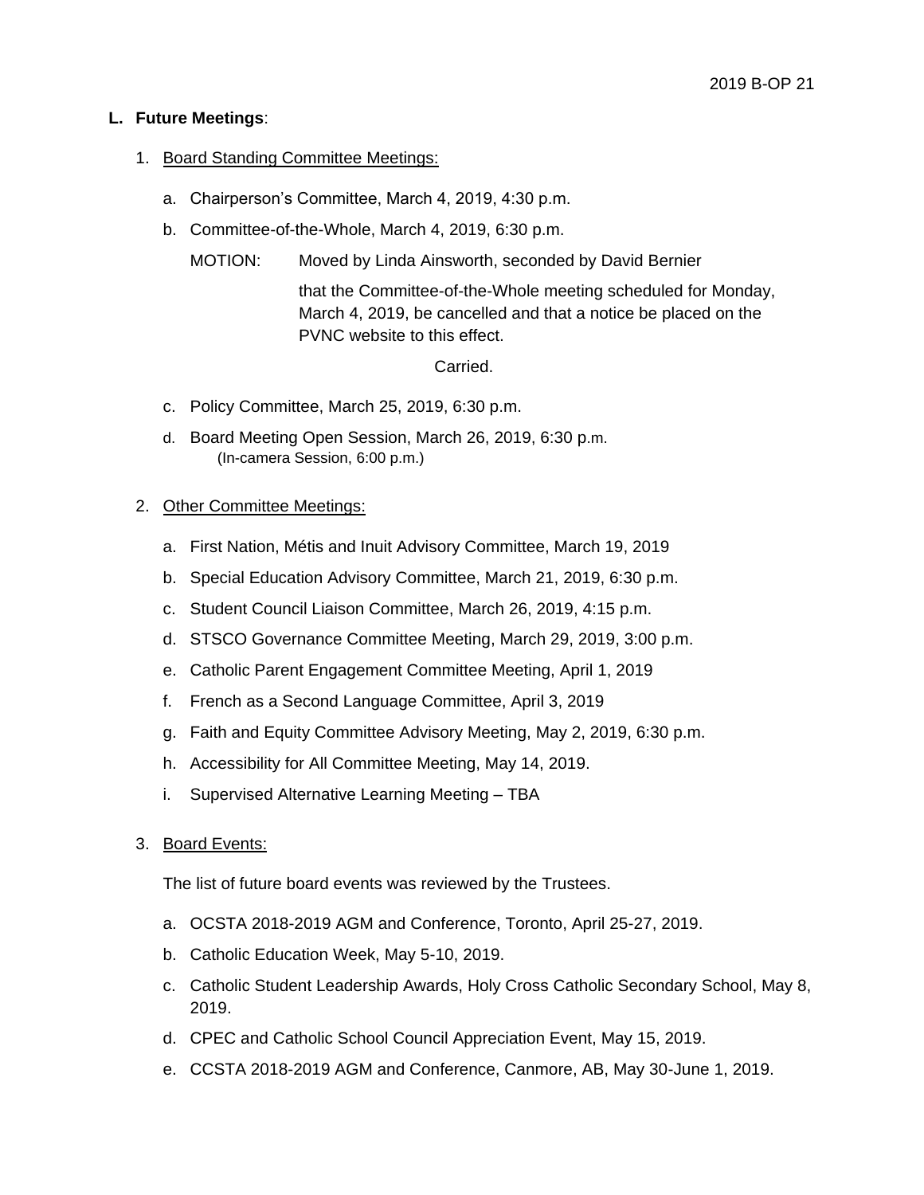**L. Future Meetings**:

1. Board Standing Committee Meetings:

    a. Chairperson's Committee, March 4, 2019, 4:30 p.m.

    b. Committee-of-the-Whole, March 4, 2019, 6:30 p.m.

    MOTION: Moved by Linda Ainsworth, seconded by David Bernier

    that the Committee-of-the-Whole meeting scheduled for Monday, March 4, 2019, be cancelled and that a notice be placed on the PVNC website to this effect.

    Carried.

    c. Policy Committee, March 25, 2019, 6:30 p.m.

    d. Board Meeting Open Session, March 26, 2019, 6:30 p.m.
    (In-camera Session, 6:00 p.m.)

2. Other Committee Meetings:

    a. First Nation, Métis and Inuit Advisory Committee, March 19, 2019

    b. Special Education Advisory Committee, March 21, 2019, 6:30 p.m.

    c. Student Council Liaison Committee, March 26, 2019, 4:15 p.m.

    d. STSCO Governance Committee Meeting, March 29, 2019, 3:00 p.m.

    e. Catholic Parent Engagement Committee Meeting, April 1, 2019

    f. French as a Second Language Committee, April 3, 2019

    g. Faith and Equity Committee Advisory Meeting, May 2, 2019, 6:30 p.m.

    h. Accessibility for All Committee Meeting, May 14, 2019.

    i. Supervised Alternative Learning Meeting – TBA

3. Board Events:

    The list of future board events was reviewed by the Trustees.

    a. OCSTA 2018-2019 AGM and Conference, Toronto, April 25-27, 2019.

    b. Catholic Education Week, May 5-10, 2019.

    c. Catholic Student Leadership Awards, Holy Cross Catholic Secondary School, May 8, 2019.

    d. CPEC and Catholic School Council Appreciation Event, May 15, 2019.

    e. CCSTA 2018-2019 AGM and Conference, Canmore, AB, May 30-June 1, 2019.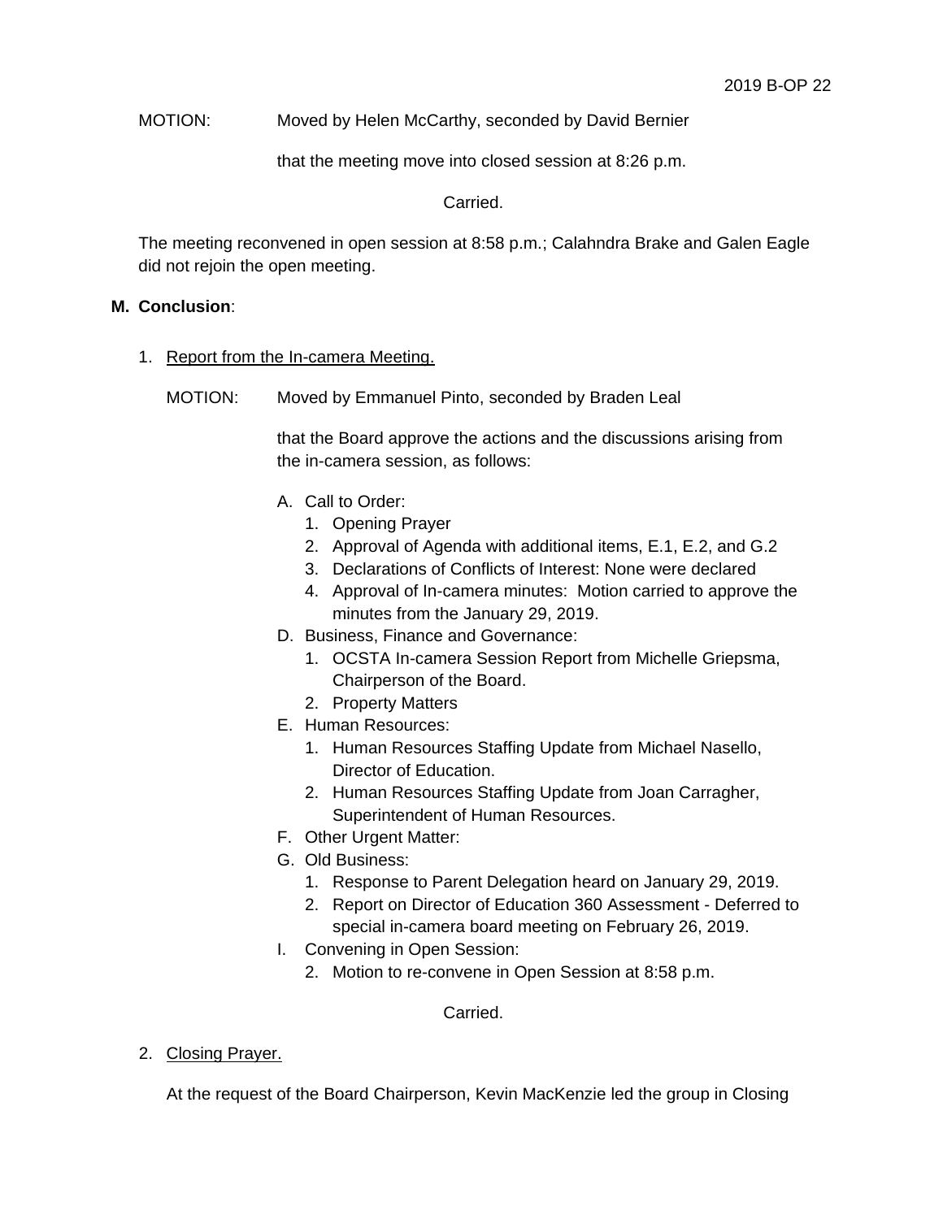MOTION: Moved by Helen McCarthy, seconded by David Bernier

that the meeting move into closed session at 8:26 p.m.

Carried.

The meeting reconvened in open session at 8:58 p.m.; Calahndra Brake and Galen Eagle did not rejoin the open meeting.

**M. Conclusion**:

1. Report from the In-camera Meeting.

   MOTION: Moved by Emmanuel Pinto, seconded by Braden Leal

   that the Board approve the actions and the discussions arising from the in-camera session, as follows:

   A. Call to Order:
      1. Opening Prayer
      2. Approval of Agenda with additional items, E.1, E.2, and G.2
      3. Declarations of Conflicts of Interest: None were declared
      4. Approval of In-camera minutes: Motion carried to approve the minutes from the January 29, 2019.

   D. Business, Finance and Governance:
      1. OCSTA In-camera Session Report from Michelle Griepsma, Chairperson of the Board.
      2. Property Matters

   E. Human Resources:
      1. Human Resources Staffing Update from Michael Nasello, Director of Education.
      2. Human Resources Staffing Update from Joan Carragher, Superintendent of Human Resources.

   F. Other Urgent Matter:

   G. Old Business:
      1. Response to Parent Delegation heard on January 29, 2019.
      2. Report on Director of Education 360 Assessment - Deferred to special in-camera board meeting on February 26, 2019.

   I. Convening in Open Session:
      2. Motion to re-convene in Open Session at 8:58 p.m.

   Carried.

2. Closing Prayer.

   At the request of the Board Chairperson, Kevin MacKenzie led the group in Closing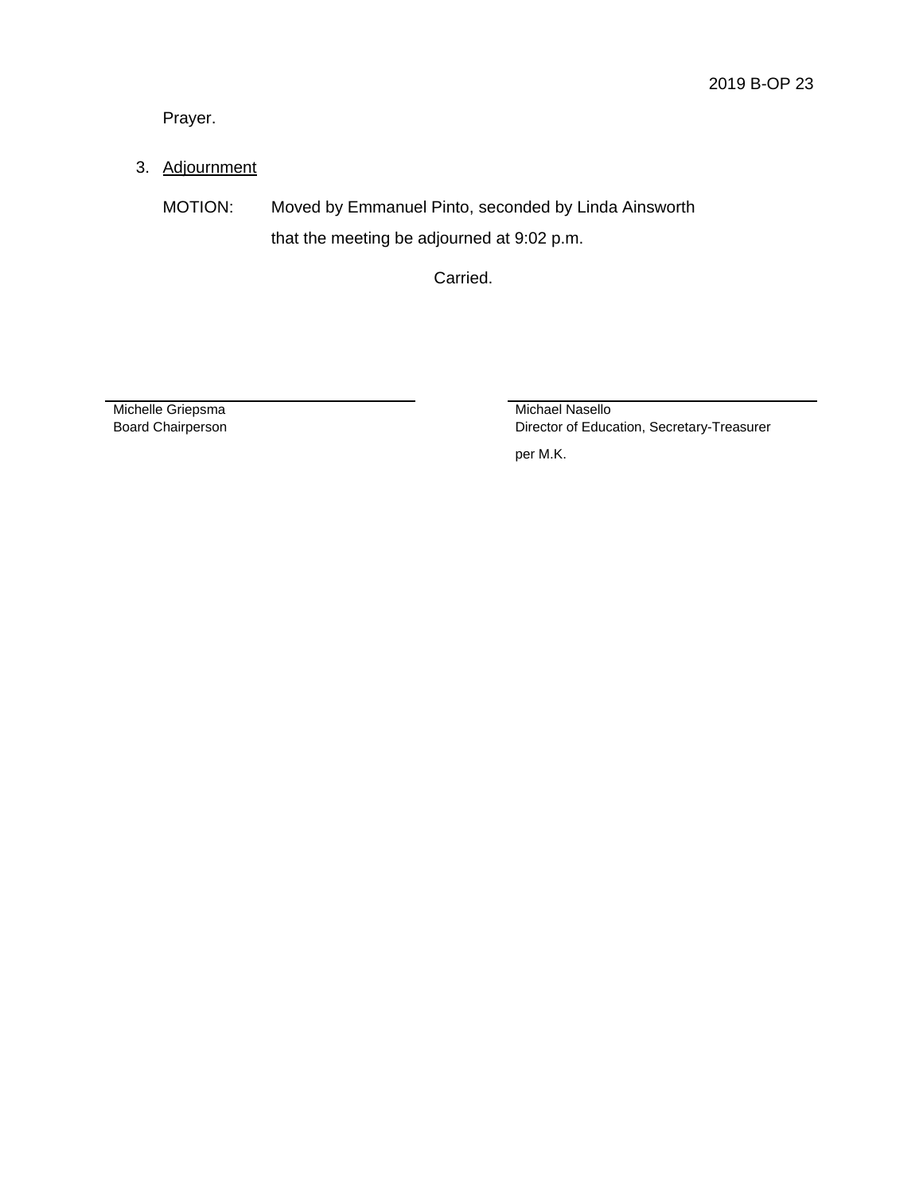Prayer.

3. Adjournment

MOTION: Moved by Emmanuel Pinto, seconded by Linda Ainsworth that the meeting be adjourned at 9:02 p.m.

Carried.

Michelle Griepsma
Board Chairperson

Michael Nasello
Director of Education, Secretary-Treasurer

per M.K.